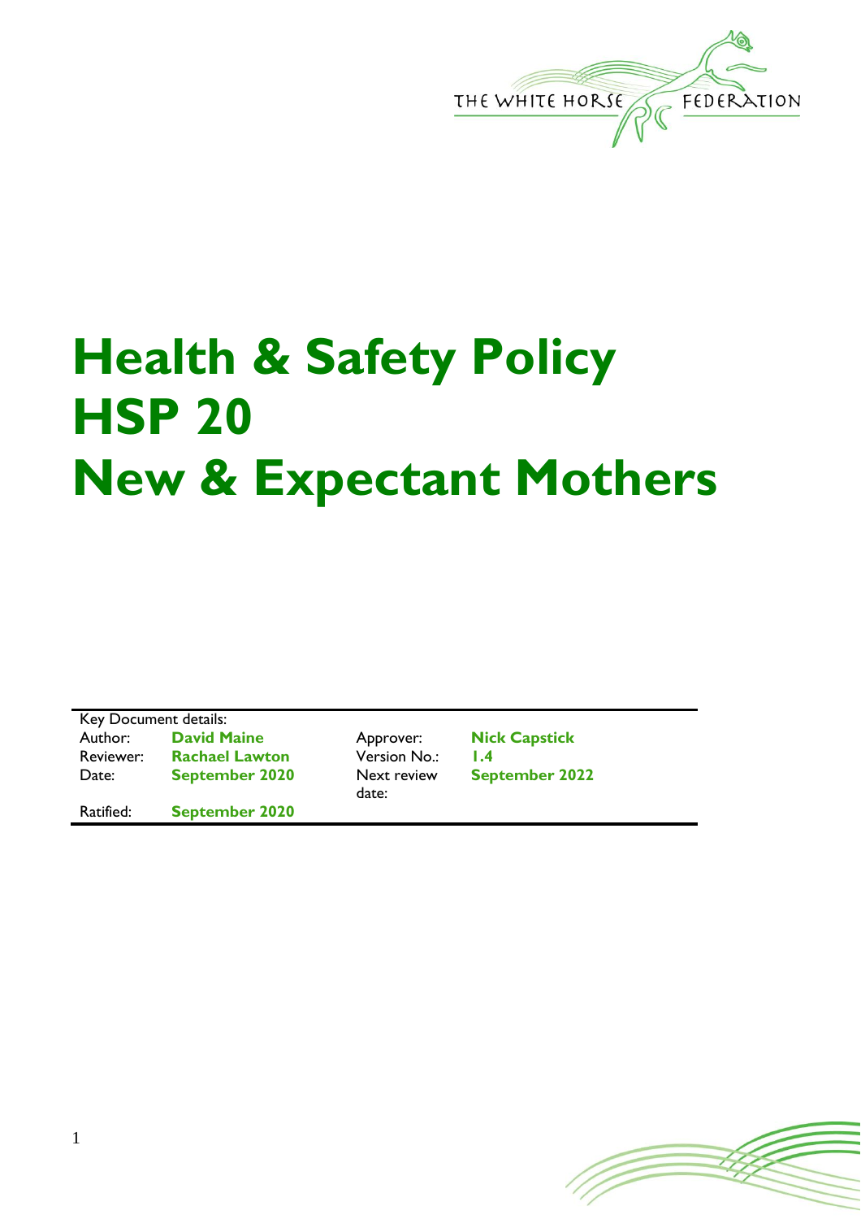THE WHITE HORSE FEDERATION

# Health & Safety Policy
# HSP 20
# New & Expectant Mothers

| Key Document details: | | | |
|---|---|---|---|
| Author: | **David Maine** | Approver: | **Nick Capstick** |
| Reviewer: | **Rachael Lawton** | Version No.: | **1.4** |
| Date: | **September 2020** | Next review date: | **September 2022** |
| Ratified: | **September 2020** | | |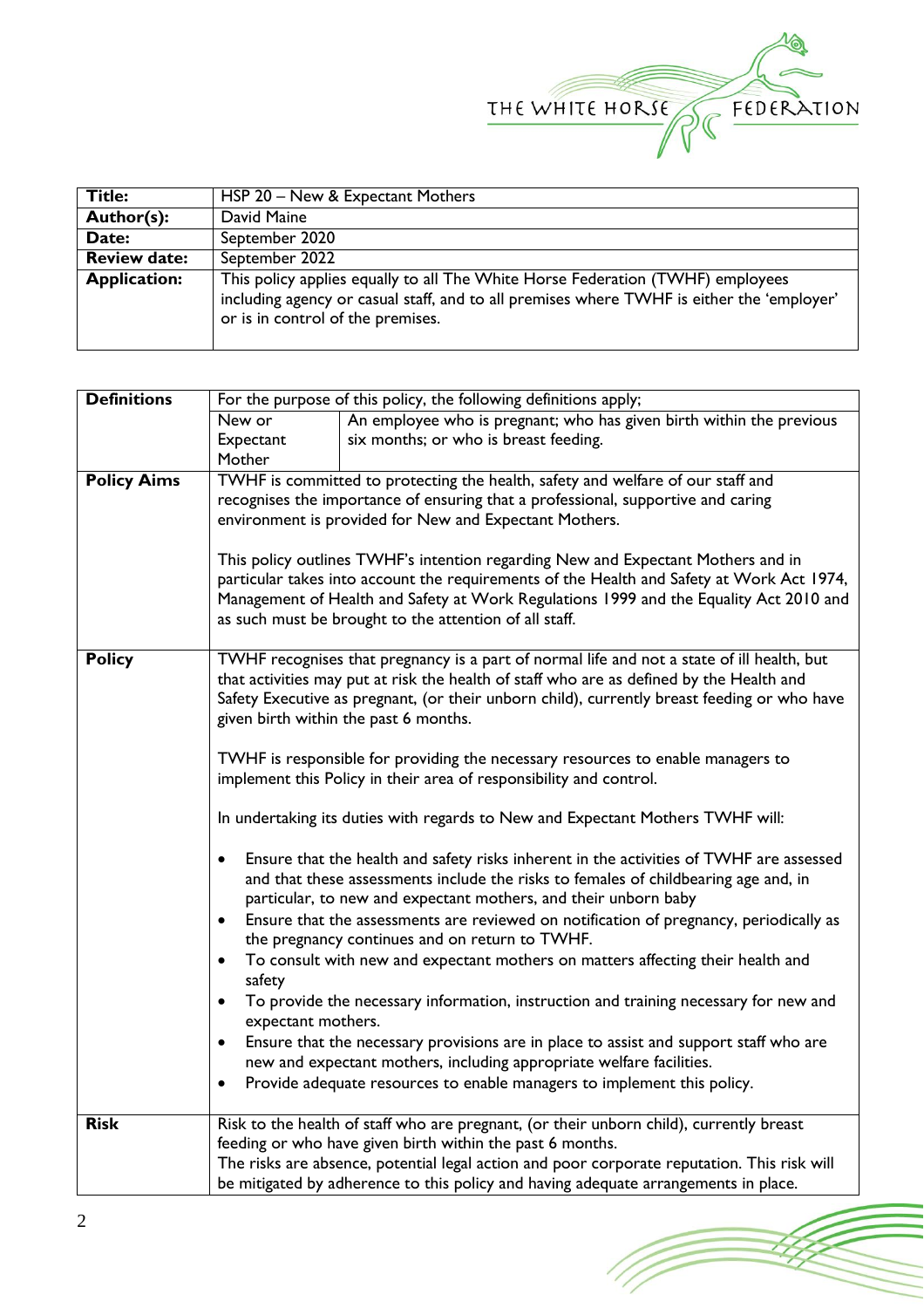| | |
|---|---|
| **Title:** | HSP 20 – New & Expectant Mothers |
| **Author(s):** | David Maine |
| **Date:** | September 2020 |
| **Review date:** | September 2022 |
| **Application:** | This policy applies equally to all The White Horse Federation (TWHF) employees including agency or casual staff, and to all premises where TWHF is either the 'employer' or is in control of the premises. |

| | | |
|---|---|---|
| **Definitions** | For the purpose of this policy, the following definitions apply; | |
| | New or Expectant Mother | An employee who is pregnant; who has given birth within the previous six months; or who is breast feeding. |
| **Policy Aims** | TWHF is committed to protecting the health, safety and welfare of our staff and recognises the importance of ensuring that a professional, supportive and caring environment is provided for New and Expectant Mothers.<br><br>This policy outlines TWHF's intention regarding New and Expectant Mothers and in particular takes into account the requirements of the Health and Safety at Work Act 1974, Management of Health and Safety at Work Regulations 1999 and the Equality Act 2010 and as such must be brought to the attention of all staff. | |
| **Policy** | TWHF recognises that pregnancy is a part of normal life and not a state of ill health, but that activities may put at risk the health of staff who are as defined by the Health and Safety Executive as pregnant, (or their unborn child), currently breast feeding or who have given birth within the past 6 months.<br><br>TWHF is responsible for providing the necessary resources to enable managers to implement this Policy in their area of responsibility and control.<br><br>In undertaking its duties with regards to New and Expectant Mothers TWHF will:<br><br>• Ensure that the health and safety risks inherent in the activities of TWHF are assessed and that these assessments include the risks to females of childbearing age and, in particular, to new and expectant mothers, and their unborn baby<br>• Ensure that the assessments are reviewed on notification of pregnancy, periodically as the pregnancy continues and on return to TWHF.<br>• To consult with new and expectant mothers on matters affecting their health and safety<br>• To provide the necessary information, instruction and training necessary for new and expectant mothers.<br>• Ensure that the necessary provisions are in place to assist and support staff who are new and expectant mothers, including appropriate welfare facilities.<br>• Provide adequate resources to enable managers to implement this policy. | |
| **Risk** | Risk to the health of staff who are pregnant, (or their unborn child), currently breast feeding or who have given birth within the past 6 months.<br>The risks are absence, potential legal action and poor corporate reputation. This risk will be mitigated by adherence to this policy and having adequate arrangements in place. | |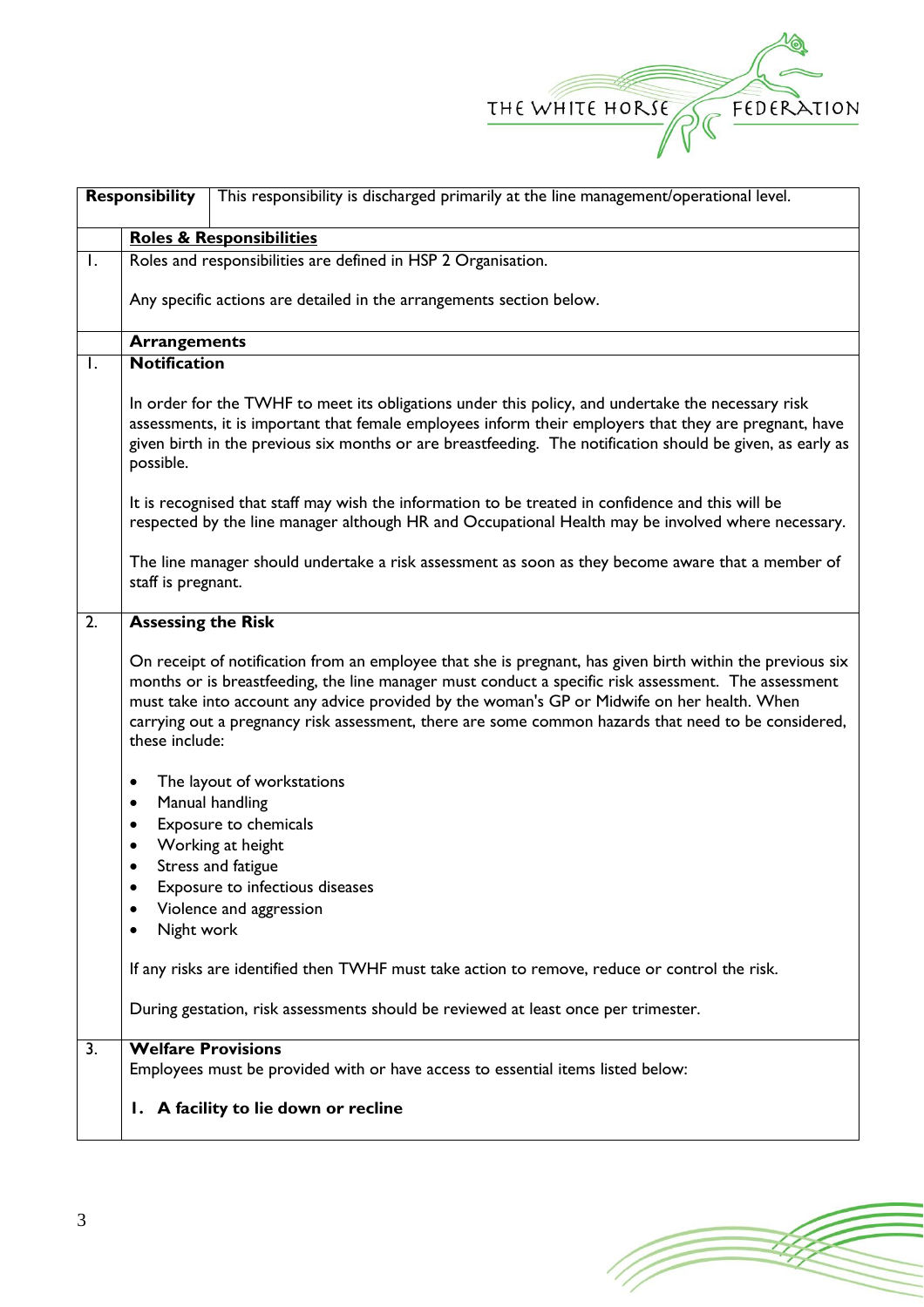| **Responsibility** | This responsibility is discharged primarily at the line management/operational level. |
|---|---|

| | **Roles & Responsibilities** |
|---|---|
| 1. | Roles and responsibilities are defined in HSP 2 Organisation.<br><br>Any specific actions are detailed in the arrangements section below. |
| | **Arrangements** |
| 1. | **Notification**<br><br>In order for the TWHF to meet its obligations under this policy, and undertake the necessary risk assessments, it is important that female employees inform their employers that they are pregnant, have given birth in the previous six months or are breastfeeding. The notification should be given, as early as possible.<br><br>It is recognised that staff may wish the information to be treated in confidence and this will be respected by the line manager although HR and Occupational Health may be involved where necessary.<br><br>The line manager should undertake a risk assessment as soon as they become aware that a member of staff is pregnant. |
| 2. | **Assessing the Risk**<br><br>On receipt of notification from an employee that she is pregnant, has given birth within the previous six months or is breastfeeding, the line manager must conduct a specific risk assessment. The assessment must take into account any advice provided by the woman's GP or Midwife on her health. When carrying out a pregnancy risk assessment, there are some common hazards that need to be considered, these include:<br><br>• The layout of workstations<br>• Manual handling<br>• Exposure to chemicals<br>• Working at height<br>• Stress and fatigue<br>• Exposure to infectious diseases<br>• Violence and aggression<br>• Night work<br><br>If any risks are identified then TWHF must take action to remove, reduce or control the risk.<br><br>During gestation, risk assessments should be reviewed at least once per trimester. |
| 3. | **Welfare Provisions**<br>Employees must be provided with or have access to essential items listed below:<br><br>**1. A facility to lie down or recline** |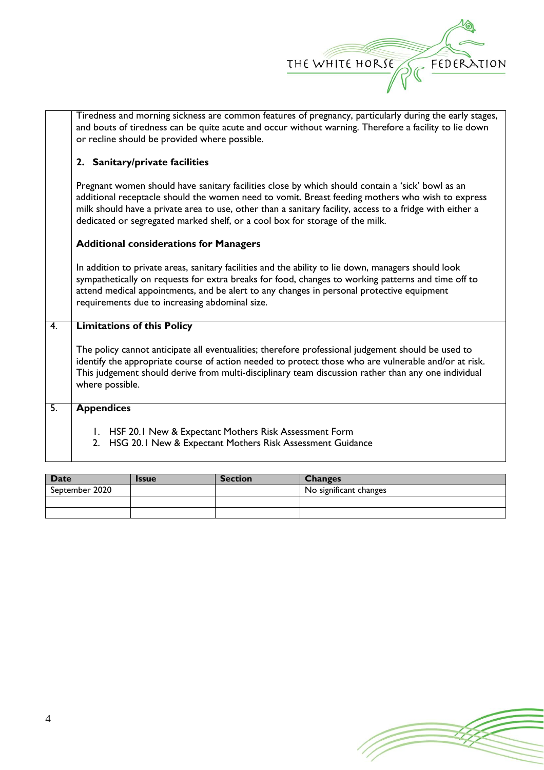Tiredness and morning sickness are common features of pregnancy, particularly during the early stages, and bouts of tiredness can be quite acute and occur without warning. Therefore a facility to lie down or recline should be provided where possible.

**2. Sanitary/private facilities**

Pregnant women should have sanitary facilities close by which should contain a 'sick' bowl as an additional receptacle should the women need to vomit. Breast feeding mothers who wish to express milk should have a private area to use, other than a sanitary facility, access to a fridge with either a dedicated or segregated marked shelf, or a cool box for storage of the milk.

**Additional considerations for Managers**

In addition to private areas, sanitary facilities and the ability to lie down, managers should look sympathetically on requests for extra breaks for food, changes to working patterns and time off to attend medical appointments, and be alert to any changes in personal protective equipment requirements due to increasing abdominal size.

## 4. Limitations of this Policy

The policy cannot anticipate all eventualities; therefore professional judgement should be used to identify the appropriate course of action needed to protect those who are vulnerable and/or at risk. This judgement should derive from multi-disciplinary team discussion rather than any one individual where possible.

## 5. Appendices

1. HSF 20.1 New & Expectant Mothers Risk Assessment Form
2. HSG 20.1 New & Expectant Mothers Risk Assessment Guidance

| Date | Issue | Section | Changes |
|---|---|---|---|
| September 2020 | | | No significant changes |
| | | | |
| | | | |